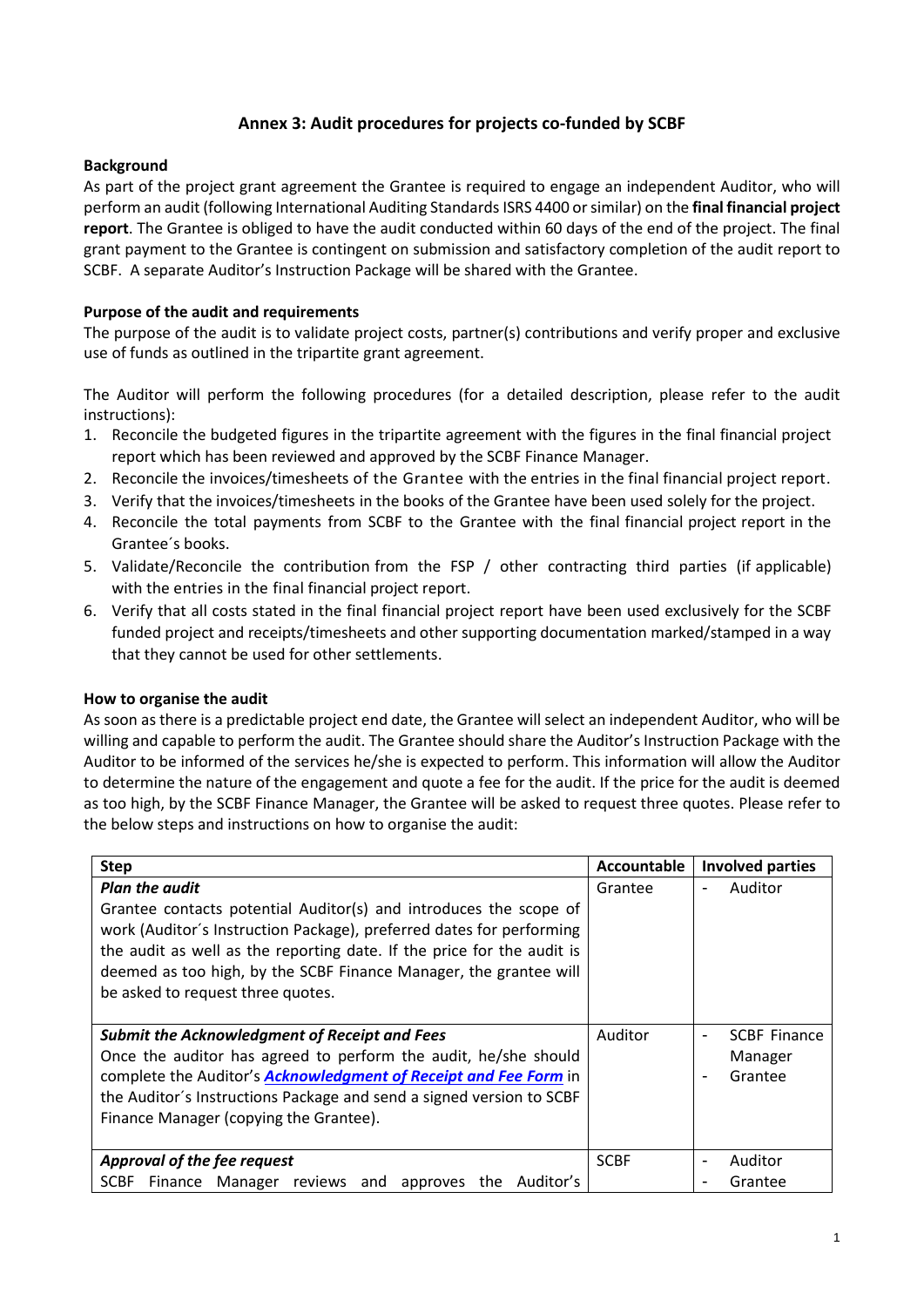## Annex 3: Audit procedures for projects co-funded by SCBF

**Background**

As part of the project grant agreement the Grantee is required to engage an independent Auditor, who will perform an audit (following International Auditing Standards ISRS 4400 or similar) on the **final financial project report**. The Grantee is obliged to have the audit conducted within 60 days of the end of the project. The final grant payment to the Grantee is contingent on submission and satisfactory completion of the audit report to SCBF. A separate Auditor's Instruction Package will be shared with the Grantee.

**Purpose of the audit and requirements**

The purpose of the audit is to validate project costs, partner(s) contributions and verify proper and exclusive use of funds as outlined in the tripartite grant agreement.

The Auditor will perform the following procedures (for a detailed description, please refer to the audit instructions):

1. Reconcile the budgeted figures in the tripartite agreement with the figures in the final financial project report which has been reviewed and approved by the SCBF Finance Manager.
2. Reconcile the invoices/timesheets of the Grantee with the entries in the final financial project report.
3. Verify that the invoices/timesheets in the books of the Grantee have been used solely for the project.
4. Reconcile the total payments from SCBF to the Grantee with the final financial project report in the Grantee´s books.
5. Validate/Reconcile the contribution from the FSP / other contracting third parties (if applicable) with the entries in the final financial project report.
6. Verify that all costs stated in the final financial project report have been used exclusively for the SCBF funded project and receipts/timesheets and other supporting documentation marked/stamped in a way that they cannot be used for other settlements.

**How to organise the audit**

As soon as there is a predictable project end date, the Grantee will select an independent Auditor, who will be willing and capable to perform the audit. The Grantee should share the Auditor's Instruction Package with the Auditor to be informed of the services he/she is expected to perform. This information will allow the Auditor to determine the nature of the engagement and quote a fee for the audit. If the price for the audit is deemed as too high, by the SCBF Finance Manager, the Grantee will be asked to request three quotes. Please refer to the below steps and instructions on how to organise the audit:

| Step | Accountable | Involved parties |
|---|---|---|
| ***Plan the audit*** Grantee contacts potential Auditor(s) and introduces the scope of work (Auditor´s Instruction Package), preferred dates for performing the audit as well as the reporting date. If the price for the audit is deemed as too high, by the SCBF Finance Manager, the grantee will be asked to request three quotes. | Grantee | - Auditor |
| ***Submit the Acknowledgment of Receipt and Fees*** Once the auditor has agreed to perform the audit, he/she should complete the Auditor's ***Acknowledgment of Receipt and Fee Form*** in the Auditor´s Instructions Package and send a signed version to SCBF Finance Manager (copying the Grantee). | Auditor | - SCBF Finance Manager<br>- Grantee |
| ***Approval of the fee request*** SCBF Finance Manager reviews and approves the Auditor's | SCBF | - Auditor<br>- Grantee |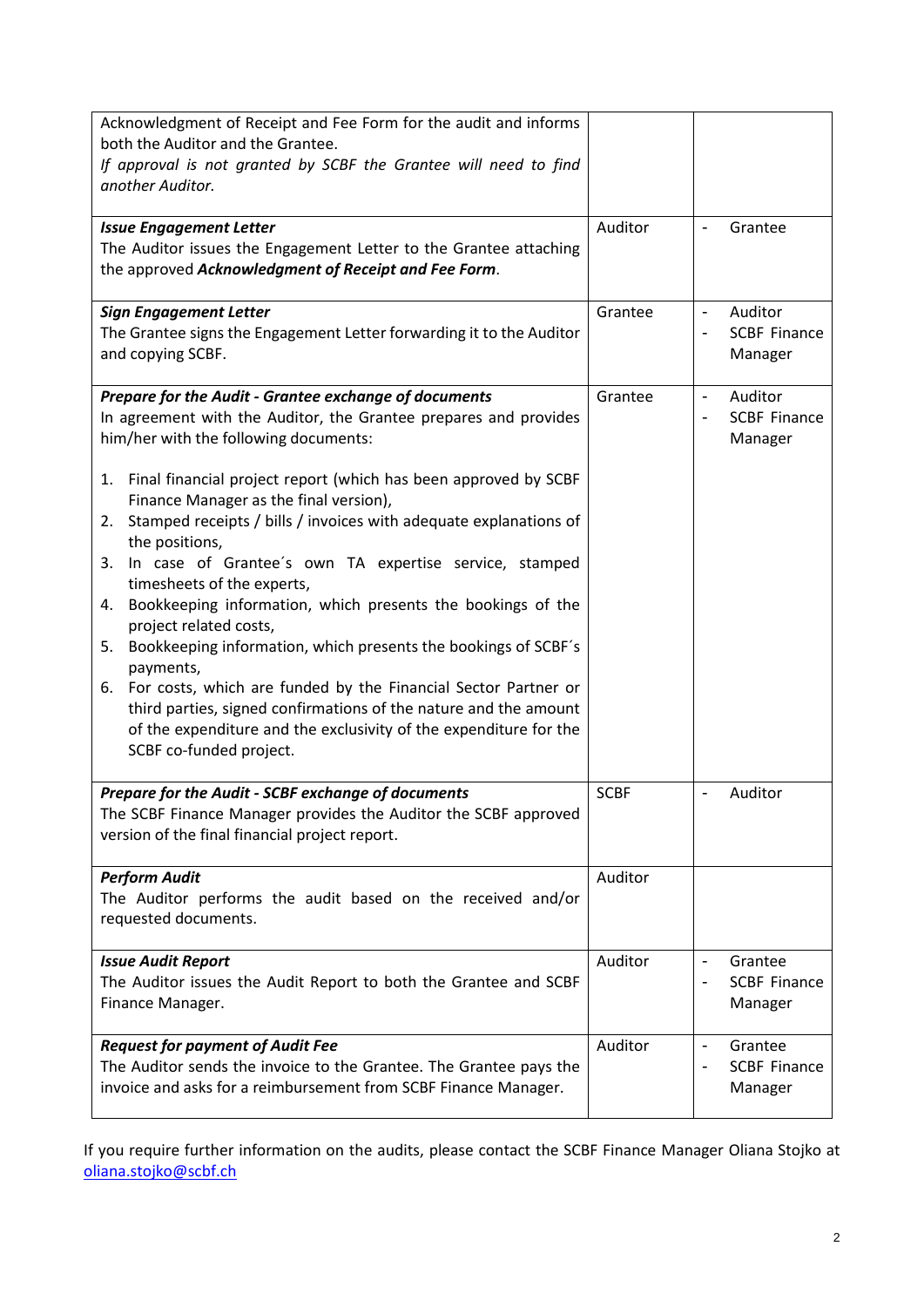| | | |
|---|---|---|
| Acknowledgment of Receipt and Fee Form for the audit and informs both the Auditor and the Grantee.<br>*If approval is not granted by SCBF the Grantee will need to find another Auditor.* | | |
| ***Issue Engagement Letter***<br>The Auditor issues the Engagement Letter to the Grantee attaching the approved ***Acknowledgment of Receipt and Fee Form***. | Auditor | - Grantee |
| ***Sign Engagement Letter***<br>The Grantee signs the Engagement Letter forwarding it to the Auditor and copying SCBF. | Grantee | - Auditor<br>- SCBF Finance Manager |
| ***Prepare for the Audit - Grantee exchange of documents***<br>In agreement with the Auditor, the Grantee prepares and provides him/her with the following documents:<br>1. Final financial project report (which has been approved by SCBF Finance Manager as the final version),<br>2. Stamped receipts / bills / invoices with adequate explanations of the positions,<br>3. In case of Grantee´s own TA expertise service, stamped timesheets of the experts,<br>4. Bookkeeping information, which presents the bookings of the project related costs,<br>5. Bookkeeping information, which presents the bookings of SCBF´s payments,<br>6. For costs, which are funded by the Financial Sector Partner or third parties, signed confirmations of the nature and the amount of the expenditure and the exclusivity of the expenditure for the SCBF co-funded project. | Grantee | - Auditor<br>- SCBF Finance Manager |
| ***Prepare for the Audit - SCBF exchange of documents***<br>The SCBF Finance Manager provides the Auditor the SCBF approved version of the final financial project report. | SCBF | - Auditor |
| ***Perform Audit***<br>The Auditor performs the audit based on the received and/or requested documents. | Auditor | |
| ***Issue Audit Report***<br>The Auditor issues the Audit Report to both the Grantee and SCBF Finance Manager. | Auditor | - Grantee<br>- SCBF Finance Manager |
| ***Request for payment of Audit Fee***<br>The Auditor sends the invoice to the Grantee. The Grantee pays the invoice and asks for a reimbursement from SCBF Finance Manager. | Auditor | - Grantee<br>- SCBF Finance Manager |

If you require further information on the audits, please contact the SCBF Finance Manager Oliana Stojko at oliana.stojko@scbf.ch